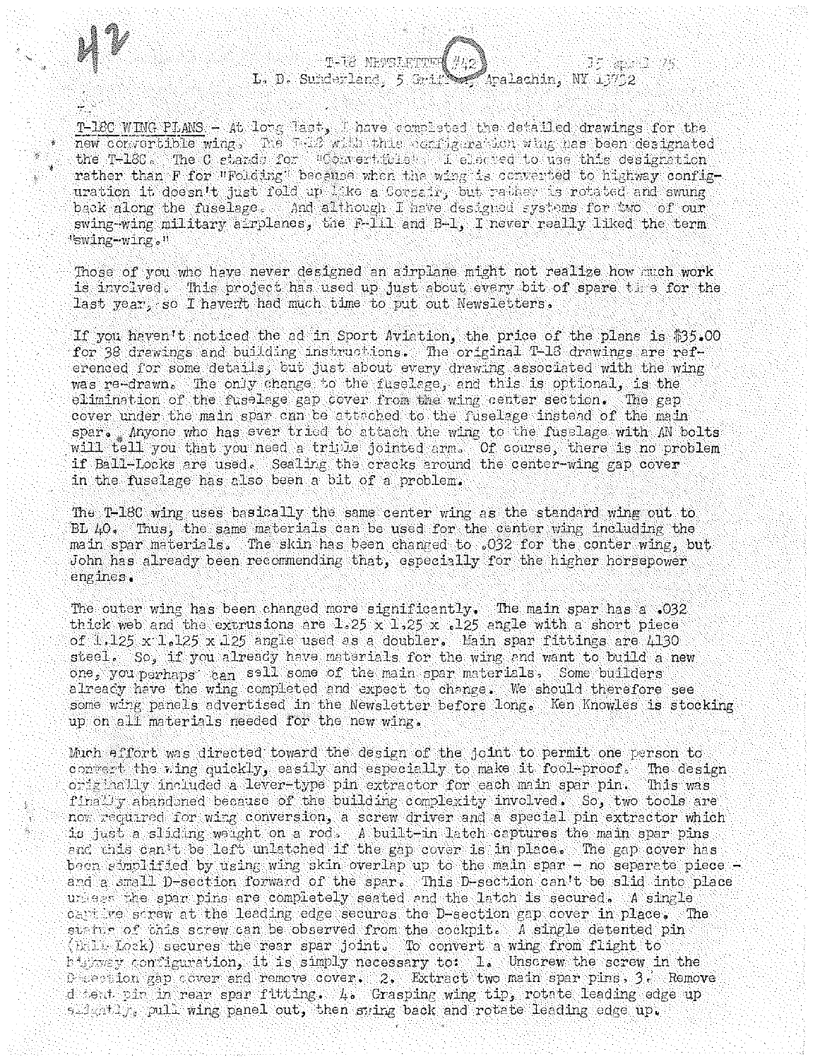42

T-18 NEWSLETTER #42 15 April 75
L. D. Sunderland, 5 Griffin, Apalachin, NY 13732

T-18C WING PLANS - At long last, I have completed the detailed drawings for the new convertible wing. The T-18 with this configuration wing has been designated the T-18C. The C stands for "Convertible". I elected to use this designation rather than F for "Folding" because when the wing is converted to highway configuration it doesn't just fold up like a Corsair, but rather is rotated and swung back along the fuselage. And although I have designed systems for two of our swing-wing military airplanes, the F-111 and B-1, I never really liked the term "swing-wing."

Those of you who have never designed an airplane might not realize how much work is involved. This project has used up just about every bit of spare time for the last year, so I haven't had much time to put out Newsletters.

If you haven't noticed the ad in Sport Aviation, the price of the plans is $35.00 for 38 drawings and building instructions. The original T-18 drawings are referenced for some details, but just about every drawing associated with the wing was re-drawn. The only change to the fuselage, and this is optional, is the elimination of the fuselage gap cover from the wing center section. The gap cover under the main spar can be attached to the fuselage instead of the main spar. Anyone who has ever tried to attach the wing to the fuselage with AN bolts will tell you that you need a triple jointed arm. Of course, there is no problem if Ball-Locks are used. Sealing the cracks around the center-wing gap cover in the fuselage has also been a bit of a problem.

The T-18C wing uses basically the same center wing as the standard wing out to BL 40. Thus, the same materials can be used for the center wing including the main spar materials. The skin has been changed to .032 for the center wing, but John has already been recommending that, especially for the higher horsepower engines.

The outer wing has been changed more significantly. The main spar has a .032 thick web and the extrusions are 1.25 x 1.25 x .125 angle with a short piece of 1.125 x 1.125 x .125 angle used as a doubler. Main spar fittings are 4130 steel. So, if you already have materials for the wing and want to build a new one, you perhaps can sell some of the main spar materials. Some builders already have the wing completed and expect to change. We should therefore see some wing panels advertised in the Newsletter before long. Ken Knowles is stocking up on all materials needed for the new wing.

Much effort was directed toward the design of the joint to permit one person to convert the wing quickly, easily and especially to make it fool-proof. The design originally included a lever-type pin extractor for each main spar pin. This was finally abandoned because of the building complexity involved. So, two tools are now required for wing conversion, a screw driver and a special pin extractor which is just a sliding weight on a rod. A built-in latch captures the main spar pins and this can't be left unlatched if the gap cover is in place. The gap cover has been simplified by using wing skin overlap up to the main spar - no separate piece - and a small D-section forward of the spar. This D-section can't be slid into place unless the spar pins are completely seated and the latch is secured. A single captive screw at the leading edge secures the D-section gap cover in place. The status of this screw can be observed from the cockpit. A single detented pin (Ball-Lock) secures the rear spar joint. To convert a wing from flight to highway configuration, it is simply necessary to: 1. Unscrew the screw in the D-section gap cover and remove cover. 2. Extract two main spar pins. 3. Remove detent pin in rear spar fitting. 4. Grasping wing tip, rotate leading edge up slightly, pull wing panel out, then swing back and rotate leading edge up.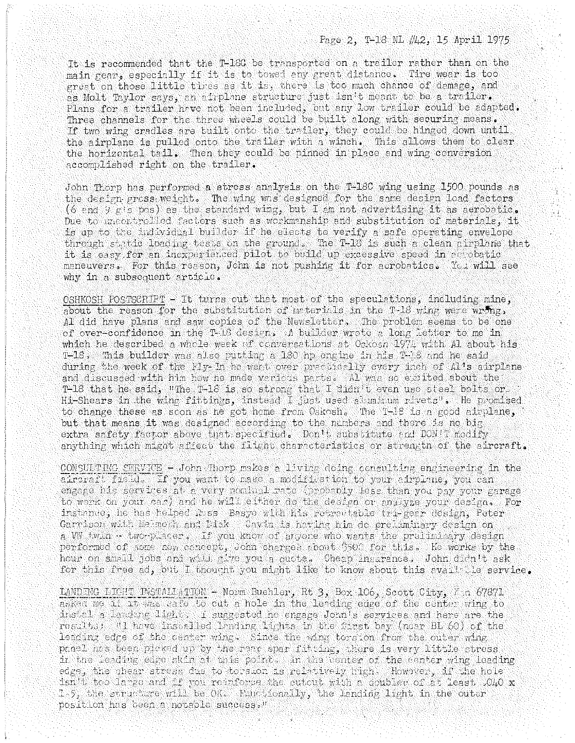It is recommended that the T-18C be transported on a trailer rather than on the main gear, especially if it is to towed any great distance. Tire wear is too great on those little tires as it is, there is too much chance of damage, and as Molt Taylor says, an airplane structure just isn't meant to be a trailer. Plans for a trailer have not been included, but any low trailer could be adapted. Three channels for the three wheels could be built along with securing means. If two wing cradles are built onto the trailer, they could be hinged down until the airplane is pulled onto the trailer with a winch. This allows them to clear the horizontal tail. Then they could be pinned in place and wing conversion accomplished right on the trailer.

John Thorp has performed a stress analysis on the T-18C wing using 1500 pounds as the design gross weight. The wing was designed for the same design load factors (6 and 9 g's pos) as the standard wing, but I am not advertising it as aerobatic. Due to uncontrolled factors such as workmanship and substitution of materials, it is up to the individual builder if he elects to verify a safe operating envelope through static loading tests on the ground. The T-18 is such a clean airplane that it is easy for an inexperienced pilot to build up excessive speed in aerobatic maneuvers. For this reason, John is not pushing it for aerobatics. You will see why in a subsequent article.

OSHKOSH POSTSCRIPT - It turns out that most of the speculations, including mine, about the reason for the substitution of materials in the T-18 wing were wrong. Al did have plans and saw copies of the Newsletter. The problem seems to be one of over-confidence in the T-18 design. A builder wrote a long letter to me in which he described a whole week of conversations at Oskosh 1974 with Al about his T-18. This builder was also putting a 180 hp engine in his T-18 and he said during the week of the Fly-In he went over practically every inch of Al's airplane and discussed with him how he made various parts. Al was so excited about the T-18 that he said, "The T-18 is so strong that I didn't even use steel bolts or Hi-Shears in the wing fittings, instead I just used aluminum rivets". He promised to change these as soon as he got home from Oskosh. The T-18 is a good airplane, but that means it was designed according to the numbers and there is no big extra safety factor above that specified. Don't substitute and DON'T modify anything which might affect the flight characteristics or strength of the aircraft.

CONSULTING SERVICE - John Thorp makes a living doing consulting engineering in the aircraft field. If you want to make a modification to your airplane, you can engage his services at a very nominal rate (probably less than you pay your garage to work on your car) and he will either do the design or analyze your design. For instance, he has helped Russ Basye with his retractable tri-gear design, Peter Garrison with Melmoth and Dick Cavin is having him do preliminary design on a VW twin - two-placer. If you know of anyone who wants the preliminary design performed of some new concept, John charges about $500 for this. He works by the hour on small jobs and will give you a quote. Cheap insurance. John didn't ask for this free ad, but I thought you might like to know about this available service.

LANDING LIGHT INSTALLATION - Norm Buchler, Rt 3, Box 106, Scott City, Kan 67871 asked me if it was safe to cut a hole in the leading edge of the center wing to install a landing light. I suggested he engage John's services and here are the results: "I have installed landing lights in the first bay (near BL 60) of the leading edge of the center wing. Since the wing torsion from the outer wing panel has been picked up by the rear spar fitting, there is very little stress in the leading edge skin at this point. In the center of the center wing leading edge, the shear stress due to torsion is relatively high. However, if the hole isn't too large and if you reinforce the cutout with a doubler of at least .040 x 1.5, the structure will be OK. Functionally, the landing light in the outer position has been a notable success."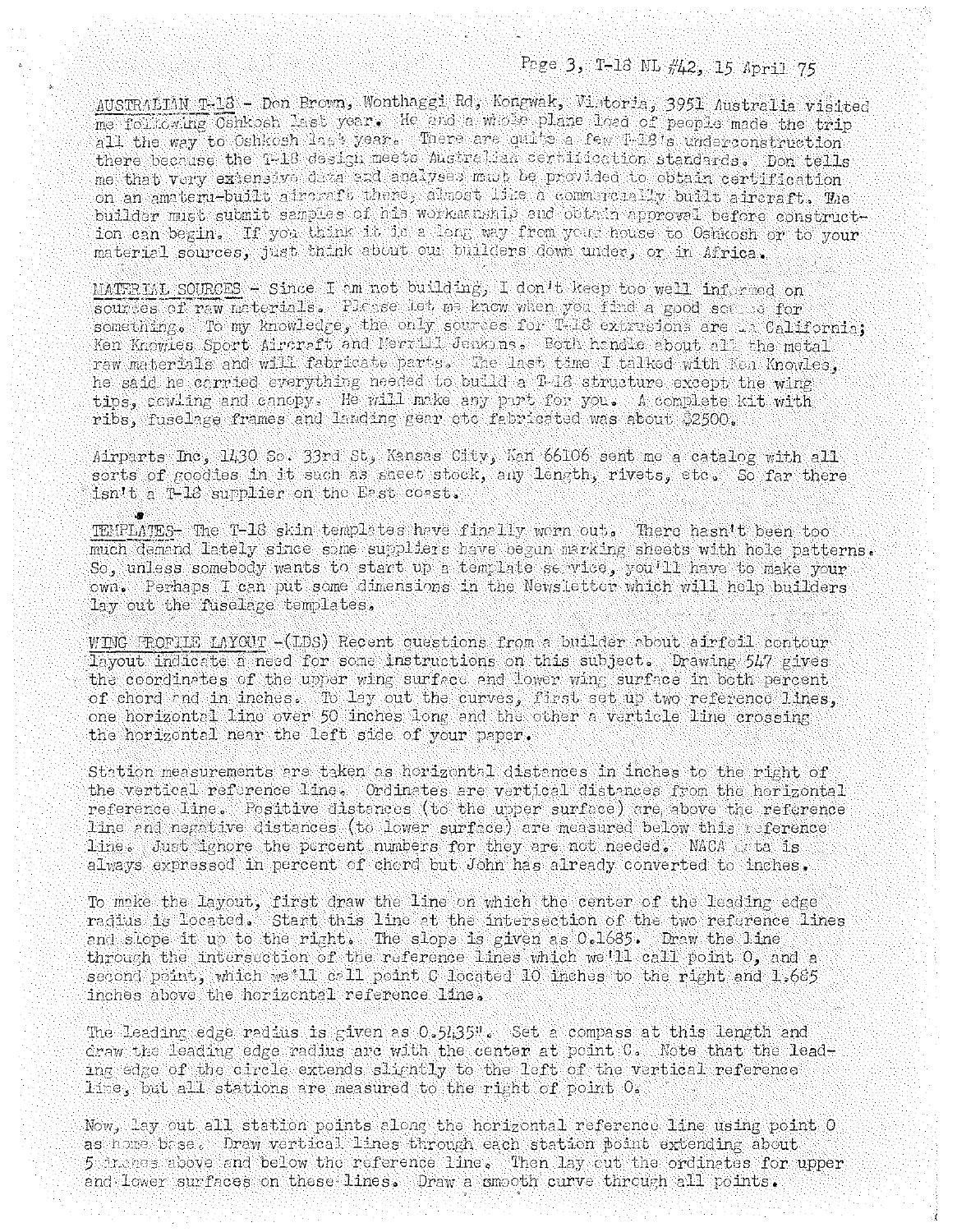AUSTRALIAN T-18 - Don Brown, Wonthaggi Rd, Kongwak, Victoria, 3951 Australia visited me following Oshkosh last year. He and a whole plane load of people made the trip all the way to Oshkosh last year. There are quite a few T-18's underconstruction there because the T-18 design meets Australian certification standards. Don tells me that very extensive data and analyses must be provided to obtain certification on an amateur-built aircraft there, almost like a commercially built aircraft. The builder must submit samples of his workmanship and obtain approval before construction can begin. If you think it is a long way from your house to Oshkosh or to your material sources, just think about our builders down under, or in Africa.

MATERIAL SOURCES - Since I am not building, I don't keep too well informed on sources of raw materials. Please let me know when you find a good source for something. To my knowledge, the only sources for T-18 extrusions are in California; Ken Knowles Sport Aircraft and Merrill Jenkins. Both handle about all the metal raw materials and will fabricate parts. The last time I talked with Ken Knowles, he said he carried everything needed to build a T-18 structure except the wing tips, cowling and canopy. He will make any part for you. A complete kit with ribs, fuselage frames and landing gear etc fabricated was about $2500.

Airparts Inc, 1430 So. 33rd St, Kansas City, Kan 66106 sent me a catalog with all sorts of goodies in it such as sheet stock, any length, rivets, etc. So far there isn't a T-18 supplier on the East coast.

TEMPLATES- The T-18 skin templates have finally worn out. There hasn't been too much demand lately since some suppliers have begun marking sheets with hole patterns. So, unless somebody wants to start up a template service, you'll have to make your own. Perhaps I can put some dimensions in the Newsletter which will help builders lay out the fuselage templates.

WING PROFILE LAYOUT -(LDS) Recent questions from a builder about airfoil contour layout indicate a need for some instructions on this subject. Drawing 547 gives the coordinates of the upper wing surface and lower wing surface in both percent of chord and in inches. To lay out the curves, first set up two reference lines, one horizontal line over 50 inches long and the other a verticle line crossing the horizontal near the left side of your paper.

Station measurements are taken as horizontal distances in inches to the right of the vertical reference line. Ordinates are vertical distances from the horizontal reference line. Positive distances (to the upper surface) are above the reference line and negative distances (to lower surface) are measured below this reference line. Just ignore the percent numbers for they are not needed. NACA data is always expressed in percent of chord but John has already converted to inches.

To make the layout, first draw the line on which the center of the leading edge radius is located. Start this line at the intersection of the two reference lines and slope it up to the right. The slope is given as 0.1685. Draw the line through the intersection of the reference lines which we'll call point O, and a second point, which we'll call point C located 10 inches to the right and 1.685 inches above the horizontal reference line.

The leading edge radius is given as 0.5435". Set a compass at this length and draw the leading edge radius arc with the center at point C. Note that the leading edge of the circle extends slightly to the left of the vertical reference line, but all stations are measured to the right of point O.

Now, lay out all station points along the horizontal reference line using point O as home base. Draw vertical lines through each station point extending about 5 inches above and below the reference line. Then lay out the ordinates for upper and lower surfaces on these lines. Draw a smooth curve through all points.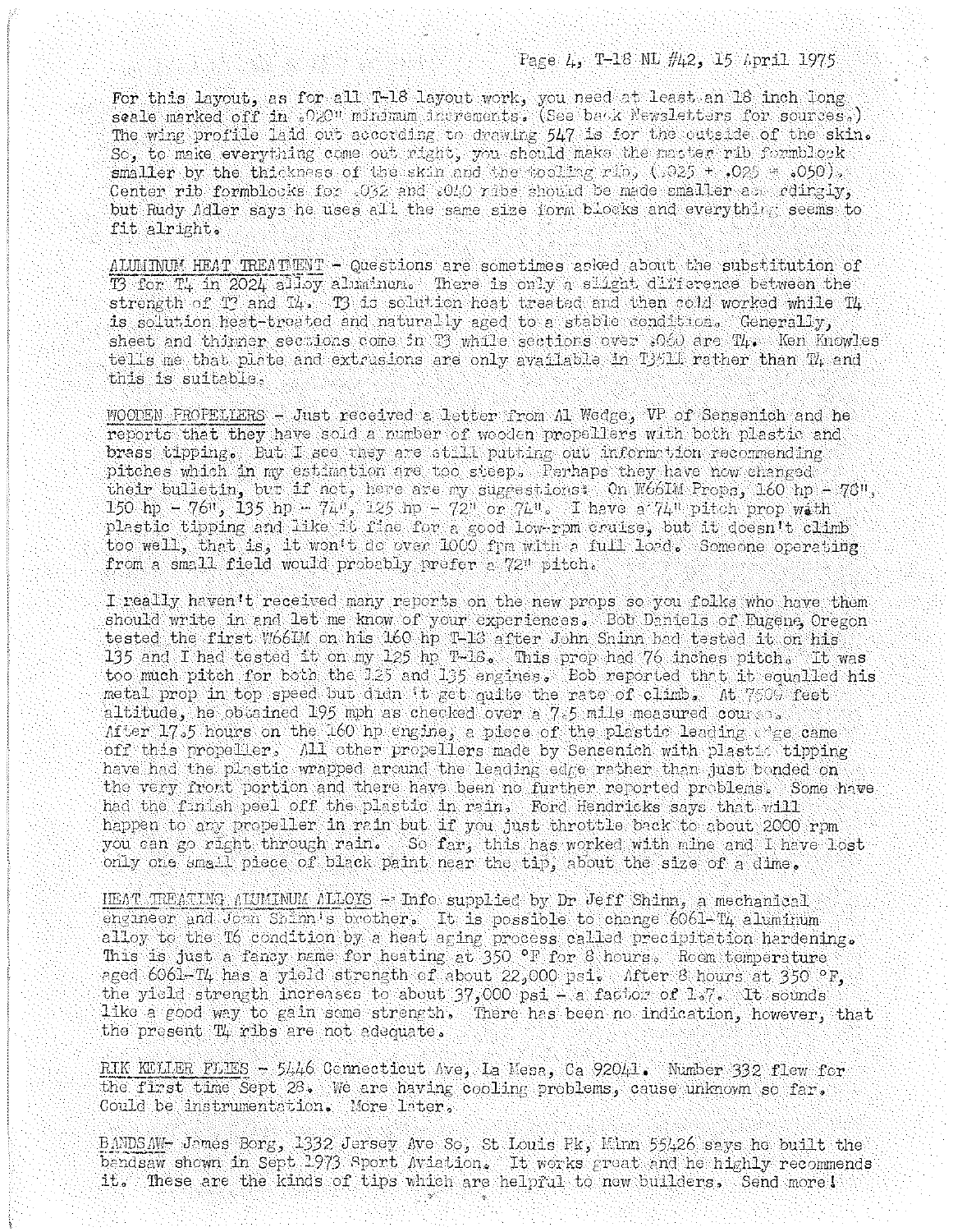For this layout, as for all T-18 layout work, you need at least an 18 inch long scale marked off in .020" minimum increments. (See back Newsletters for sources.) The wing profile laid out according to drawing 547 is for the outside of the skin. So, to make everything come out right, you should make the master rib formblock smaller by the thickness of the skin and the tooling rib, (.025 + .025 = .050). Center rib formblocks for .032 and .040 ribs should be made smaller accordingly, but Rudy Adler says he uses all the same size form blocks and everything seems to fit alright.

ALUMINUM HEAT TREATMENT - Questions are sometimes asked about the substitution of T3 for T4 in 2024 alloy aluminum. There is only a slight difference between the strength of T3 and T4. T3 is solution heat treated and then cold worked while T4 is solution heat-treated and naturally aged to a stable condition. Generally, sheet and thinner sections come in T3 while sections over .050 are T4. Ken Knowles tells me that plate and extrusions are only available in T3511 rather than T4 and this is suitable.

WOODEN PROPELLERS - Just received a letter from Al Wedge, VP of Sensenich and he reports that they have sold a number of wooden propellers with both plastic and brass tipping. But I see they are still putting out information recommending pitches which in my estimation are too steep. Perhaps they have now changed their bulletin, but if not, here are my suggestions: On W66LM Props, 160 hp - 78", 150 hp - 76", 135 hp - 74", 125 hp - 72" or 74". I have a 74" pitch prop with plastic tipping and like it fine for a good low-rpm cruise, but it doesn't climb too well, that is, it won't do over 1000 fpm with a full load. Someone operating from a small field would probably prefer a 72" pitch.

I really haven't received many reports on the new props so you folks who have them should write in and let me know of your experiences. Bob Daniels of Eugene, Oregon tested the first W66LM on his 160 hp T-18 after John Shinn had tested it on his 135 and I had tested it on my 125 hp T-18. This prop had 76 inches pitch. It was too much pitch for both the 125 and 135 engines. Bob reported that it equalled his metal prop in top speed but didn't get quite the rate of climb. At 7500 feet altitude, he obtained 195 mph as checked over a 7.5 mile measured course. After 17.5 hours on the 160 hp engine, a piece of the plastic leading edge came off this propeller. All other propellers made by Sensenich with plastic tipping have had the plastic wrapped around the leading edge rather than just bonded on the very front portion and there have been no further reported problems. Some have had the finish peel off the plastic in rain. Ford Hendricks says that will happen to any propeller in rain but if you just throttle back to about 2000 rpm you can go right through rain. So far, this has worked with mine and I have lost only one small piece of black paint near the tip, about the size of a dime.

HEAT TREATING ALUMINUM ALLOYS - Info supplied by Dr Jeff Shinn, a mechanical engineer and John Shinn's brother. It is possible to change 6061-T4 aluminum alloy to the T6 condition by a heat aging process called precipitation hardening. This is just a fancy name for heating at 350 °F for 8 hours. Room temperature aged 6061-T4 has a yield strength of about 22,000 psi. After 8 hours at 350 °F, the yield strength increases to about 37,000 psi - a factor of 1.7. It sounds like a good way to gain some strength. There has been no indication, however, that the present T4 ribs are not adequate.

RIK KELLER FLIES - 5446 Connecticut Ave, La Mesa, Ca 92041. Number 332 flew for the first time Sept 28. We are having cooling problems, cause unknown so far. Could be instrumentation. More later.

BANDSAW- James Borg, 1332 Jersey Ave So, St Louis Pk, Minn 55426 says he built the bandsaw shown in Sept 1973 Sport Aviation. It works great and he highly recommends it. These are the kinds of tips which are helpful to new builders. Send more!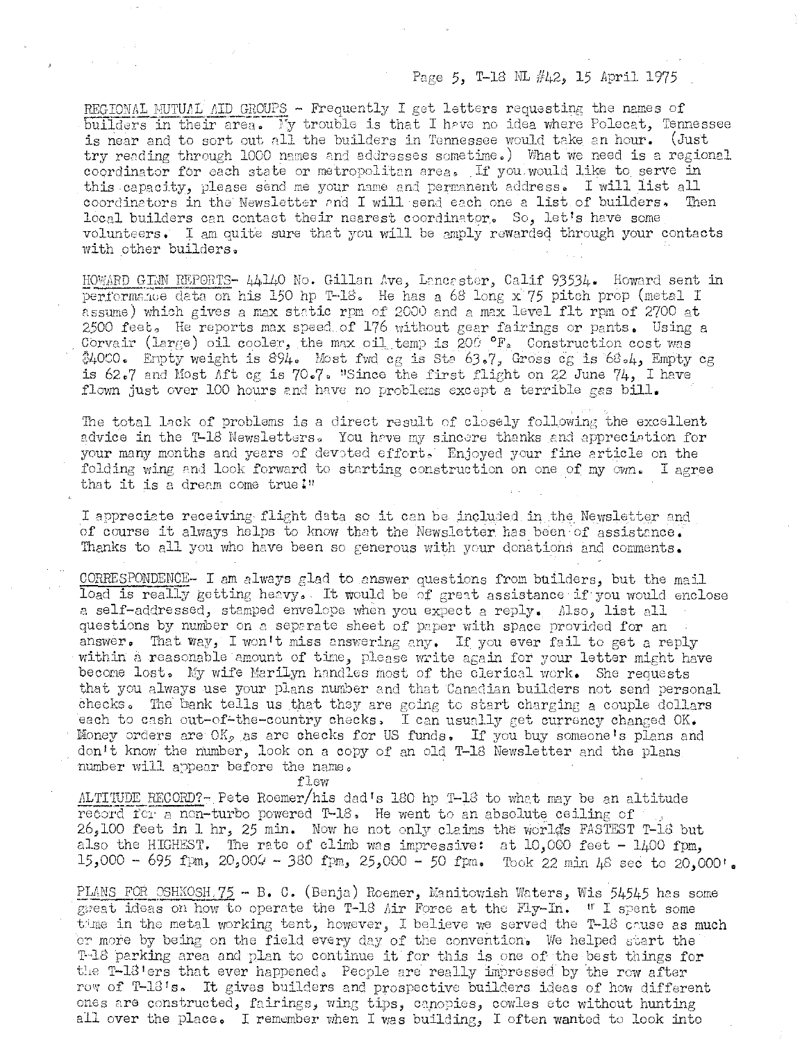REGIONAL MUTUAL AID GROUPS - Frequently I get letters requesting the names of builders in their area. My trouble is that I have no idea where Polecat, Tennessee is near and to sort out all the builders in Tennessee would take an hour. (Just try reading through 1000 names and addresses sometime.) What we need is a regional coordinator for each state or metropolitan area. If you would like to serve in this capacity, please send me your name and permanent address. I will list all coordinators in the Newsletter and I will send each one a list of builders. Then local builders can contact their nearest coordinator. So, let's have some volunteers. I am quite sure that you will be amply rewarded through your contacts with other builders.

HOWARD GINN REPORTS- 44140 No. Gillan Ave, Lancaster, Calif 93534. Howard sent in performance data on his 150 hp T-18. He has a 68 long x 75 pitch prop (metal I assume) which gives a max static rpm of 2000 and a max level flt rpm of 2700 at 2500 feet. He reports max speed of 176 without gear fairings or pants. Using a Corvair (large) oil cooler, the max oil temp is 200 °F. Construction cost was \$4000. Empty weight is 894. Most fwd cg is Sta 63.7, Gross cg is 68.4, Empty cg is 62.7 and Most Aft cg is 70.7. "Since the first flight on 22 June 74, I have flown just over 100 hours and have no problems except a terrible gas bill.

The total lack of problems is a direct result of closely following the excellent advice in the T-18 Newsletters. You have my sincere thanks and appreciation for your many months and years of devoted effort. Enjoyed your fine article on the folding wing and look forward to starting construction on one of my own. I agree that it is a dream come true!"

I appreciate receiving flight data so it can be included in the Newsletter and of course it always helps to know that the Newsletter has been of assistance. Thanks to all you who have been so generous with your donations and comments.

CORRESPONDENCE- I am always glad to answer questions from builders, but the mail load is really getting heavy. It would be of great assistance if you would enclose a self-addressed, stamped envelope when you expect a reply. Also, list all questions by number on a separate sheet of paper with space provided for an answer. That way, I won't miss answering any. If you ever fail to get a reply within a reasonable amount of time, please write again for your letter might have become lost. My wife Marilyn handles most of the clerical work. She requests that you always use your plans number and that Canadian builders not send personal checks. The bank tells us that they are going to start charging a couple dollars each to cash out-of-the-country checks. I can usually get currency changed OK. Money orders are OK, as are checks for US funds. If you buy someone's plans and don't know the number, look on a copy of an old T-18 Newsletter and the plans number will appear before the name.

ALTITUDE RECORD?- Pete Roemer/flew his dad's 180 hp T-18 to what may be an altitude record for a non-turbo powered T-18. He went to an absolute ceiling of 26,100 feet in 1 hr, 25 min. Now he not only claims the world's FASTEST T-18 but also the HIGHEST. The rate of climb was impressive: at 10,000 feet - 1400 fpm, 15,000 - 695 fpm, 20,000 - 380 fpm, 25,000 - 50 fpm. Took 22 min 48 sec to 20,000'.

PLANS FOR OSHKOSH 75 - B. C. (Benja) Roemer, Manitowish Waters, Wis 54545 has some great ideas on how to operate the T-18 Air Force at the Fly-In. " I spent some time in the metal working tent, however, I believe we served the T-18 cause as much or more by being on the field every day of the convention. We helped start the T-18 parking area and plan to continue it for this is one of the best things for the T-18'ers that ever happened. People are really impressed by the row after row of T-18's. It gives builders and prospective builders ideas of how different ones are constructed, fairings, wing tips, canopies, cowles etc without hunting all over the place. I remember when I was building, I often wanted to look into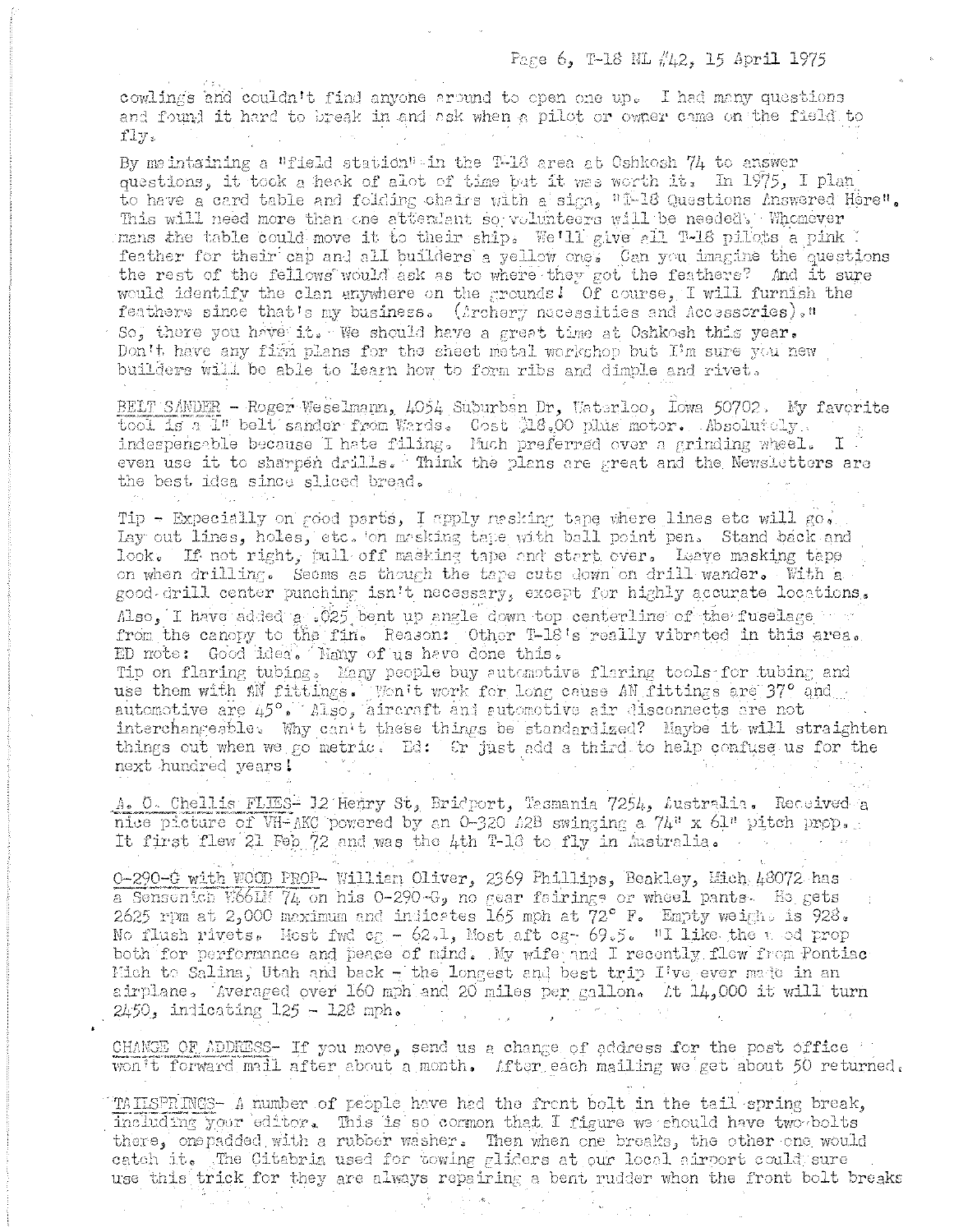cowlings and couldn't find anyone around to open one up. I had many questions and found it hard to break in and ask when a pilot or owner came on the field to fly.

By maintaining a "field station" in the T-18 area at Oshkosh 74 to answer questions, it took a heck of alot of time but it was worth it. In 1975, I plan to have a card table and folding chairs with a sign, "T-18 Questions Answered Here". This will need more than one attendant so volunteers will be needed. Whomever mans the table could move it to their ship. We'll give all T-18 pilots a pink feather for their cap and all builders a yellow one. Can you imagine the questions the rest of the fellows would ask as to where they got the feathers? And it sure would identify the clan anywhere on the grounds! Of course, I will furnish the feathers since that's my business. (Archery necessities and Accessories)."

So, there you have it. We should have a great time at Oshkosh this year. Don't have any firm plans for the sheet metal workshop but I'm sure you new builders will be able to learn how to form ribs and dimple and rivet.

BELT SANDER - Roger Weselmann, 4054 Suburban Dr, Waterloo, Iowa 50702. My favorite tool is a 1" belt sander from Wards. Cost $18.00 plus motor. Absolutely indespensable because I hate filing. Much preferred over a grinding wheel. I even use it to sharpen drills. Think the plans are great and the Newsletters are the best idea since sliced bread.

Tip - Expecially on good parts, I apply masking tape where lines etc will go. Lay out lines, holes, etc. on masking tape with ball point pen. Stand back and look. If not right, pull off masking tape and start over. Leave masking tape on when drilling. Seems as though the tape cuts down on drill wander. With a good drill center punching isn't necessary, except for highly accurate locations. Also, I have added a .025 bent up angle down top centerline of the fuselage from the canopy to the fin. Reason: Other T-18's really vibrated in this area. ED note: Good idea. Many of us have done this.

Tip on flaring tubing. Many people buy automotive flaring tools for tubing and use them with AN fittings. Won't work for long cause AN fittings are 37° and automotive are 45°. Also, aircraft and automotive air disconnects are not interchangeable. Why can't these things be standardized? Maybe it will straighten things out when we go metric. Ed: Or just add a third to help confuse us for the next hundred years!

A. O. Chellis FLIES- 12 Henry St, Bridport, Tasmania 7254, Australia. Received a nice picture of VH-AKC powered by an O-320 A2B swinging a 74" x 61" pitch prop. It first flew 21 Feb 72 and was the 4th T-18 to fly in Australia.

O-290-G with WOOD PROP- William Oliver, 2369 Phillips, Beakley, Mich 48072 has a Sensenich W66LM 74 on his O-290-G, no gear fairings or wheel pants. He gets 2625 rpm at 2,000 maximum and indicates 165 mph at 72° F. Empty weight is 928. No flush rivets. Most fwd cg - 62.1, Most aft cg- 69.5. "I like the wood prop both for performance and peace of mind. My wife and I recently flew from Pontiac Mich to Salina, Utah and back - the longest and best trip I've ever made in an airplane. Averaged over 160 mph and 20 miles per gallon. At 14,000 it will turn 2450, indicating 125 - 128 mph.

CHANGE OF ADDRESS- If you move, send us a change of address for the post office won't forward mail after about a month. After each mailing we get about 50 returned.

TAILSPRINGS- A number of people have had the front bolt in the tail spring break, including your editor. This is so common that I figure we should have two bolts there, one padded with a rubber washer. Then when one breaks, the other one would catch it. The Citabria used for towing gliders at our local airport could sure use this trick for they are always repairing a bent rudder when the front bolt breaks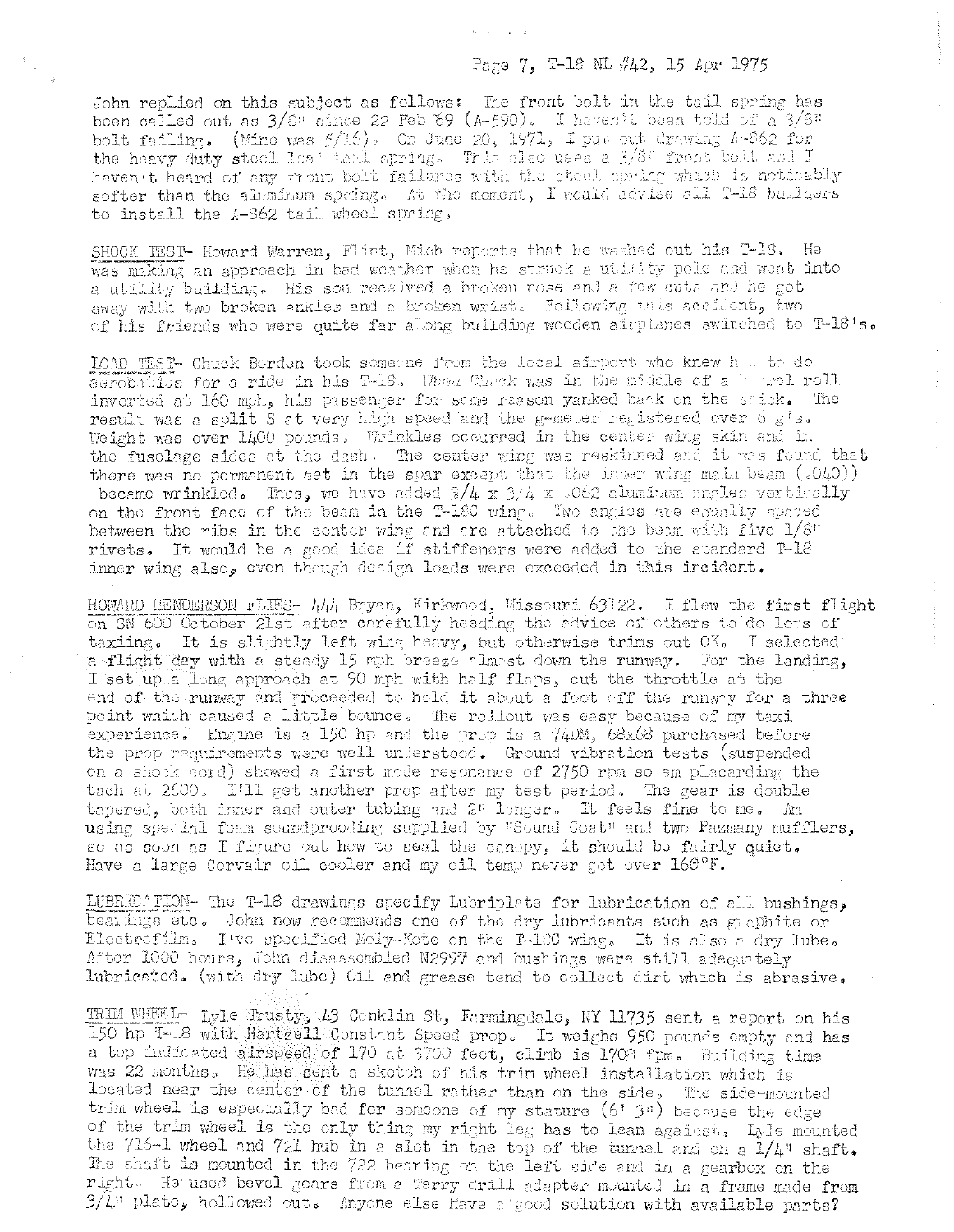John replied on this subject as follows: The front bolt in the tail spring has been called out as 3/8" since 22 Feb 69 (A-590). I haven't been told of a 3/8" bolt failing. (Mine was 5/16). On June 20, 1971, I put out drawing A-862 for the heavy duty steel leaf tail spring. This also uses a 3/8" front bolt and I haven't heard of any front bolt failures with the steel spring which is noticeably softer than the aluminum spring. At the moment, I would advise all T-18 builders to install the A-862 tail wheel spring.

SHOCK TEST- Howard Warren, Flint, Mich reports that he washed out his T-18. He was making an approach in bad weather when he struck a utility pole and went into a utility building. His son received a broken nose and a few cuts and he got away with two broken ankles and a broken wrist. Following this accident, two of his friends who were quite far along building wooden airplanes switched to T-18's.

LOAD TEST- Chuck Berden took someone from the local airport who knew how to do aerobatics for a ride in his T-18. When Chuck was in the middle of a barrel roll inverted at 160 mph, his passenger for some reason yanked back on the stick. The result was a split S at very high speed and the g-meter registered over 6 g's. Weight was over 1400 pounds. Wrinkles occurred in the center wing skin and in the fuselage sides at the dash. The center wing was reskinned and it was found that there was no permanent set in the spar except that the inner wing main beam (.040)) became wrinkled. Thus, we have added 3/4 x 3/4 x .062 aluminum angles vertically on the front face of the beam in the T-18C wing. Two angles are equally spaced between the ribs in the center wing and are attached to the beam with five 1/8" rivets. It would be a good idea if stiffeners were added to the standard T-18 inner wing also, even though design loads were exceeded in this incident.

HOWARD HENDERSON FLIES- 444 Bryan, Kirkwood, Missouri 63122. I flew the first flight on SN 600 October 21st after carefully heeding the advice of others to do lots of taxiing. It is slightly left wing heavy, but otherwise trims out OK. I selected a flight day with a steady 15 mph breeze almost down the runway. For the landing, I set up a long approach at 90 mph with half flaps, cut the throttle at the end of the runway and proceeded to hold it about a foot off the runway for a three point which caused a little bounce. The rollout was easy because of my taxi experience. Engine is a 150 hp and the prop is a 74DM, 68x68 purchased before the prop requirements were well understood. Ground vibration tests (suspended on a shock cord) showed a first mode resonance of 2750 rpm so am placarding the tach at 2600. I'll get another prop after my test period. The gear is double tapered, both inner and outer tubing and 2" longer. It feels fine to me. Am using special foam soundproofing supplied by "Sound Coat" and two Pazmany mufflers, so as soon as I figure out how to seal the canopy, it should be fairly quiet. Have a large Corvair oil cooler and my oil temp never got over 160°F.

LUBRICATION- The T-18 drawings specify Lubriplate for lubrication of all bushings, bearings etc. John now recommends one of the dry lubricants such as graphite or Electrofilm. I've specified Moly-Kote on the T-18C wing. It is also a dry lube. After 1000 hours, John disassembled N2997 and bushings were still adequately lubricated. (with dry lube) Oil and grease tend to collect dirt which is abrasive.

TRIM WHEEL- Lyle Trusty, 43 Conklin St, Farmingdale, NY 11735 sent a report on his 150 hp T-18 with Hartzell Constant Speed prop. It weighs 950 pounds empty and has a top indicated airspeed of 170 at 3700 feet, climb is 1700 fpm. Building time was 22 months. He has sent a sketch of his trim wheel installation which is located near the center of the tunnel rather than on the side. The side-mounted trim wheel is especially bad for someone of my stature (6' 3") because the edge of the trim wheel is the only thing my right leg has to lean against. Lyle mounted the 716-1 wheel and 721 hub in a slot in the top of the tunnel and on a 1/4" shaft. The shaft is mounted in the 722 bearing on the left side and in a gearbox on the right. He used bevel gears from a Terry drill adapter mounted in a frame made from 3/4" plate, hollowed out. Anyone else have a good solution with available parts?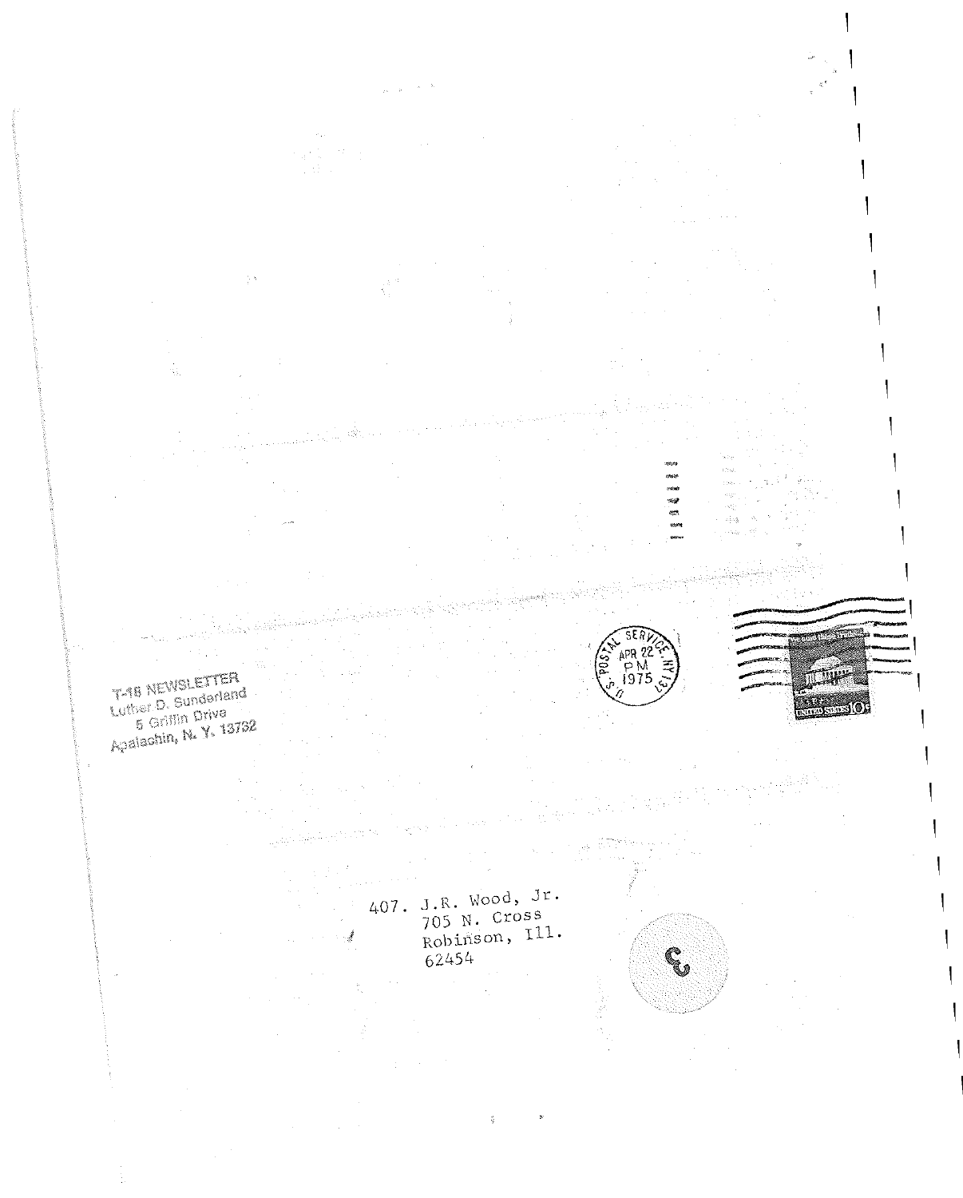T-18 NEWSLETTER
Luther D. Sunderland
5 Griffin Drive
Apalachin, N. Y. 13732

U.S. POSTAL SERVICE NY 137
APR 22
PM
1975

UNITED STATES 10c

407. J.R. Wood, Jr.
705 N. Cross
Robinson, Ill.
62454